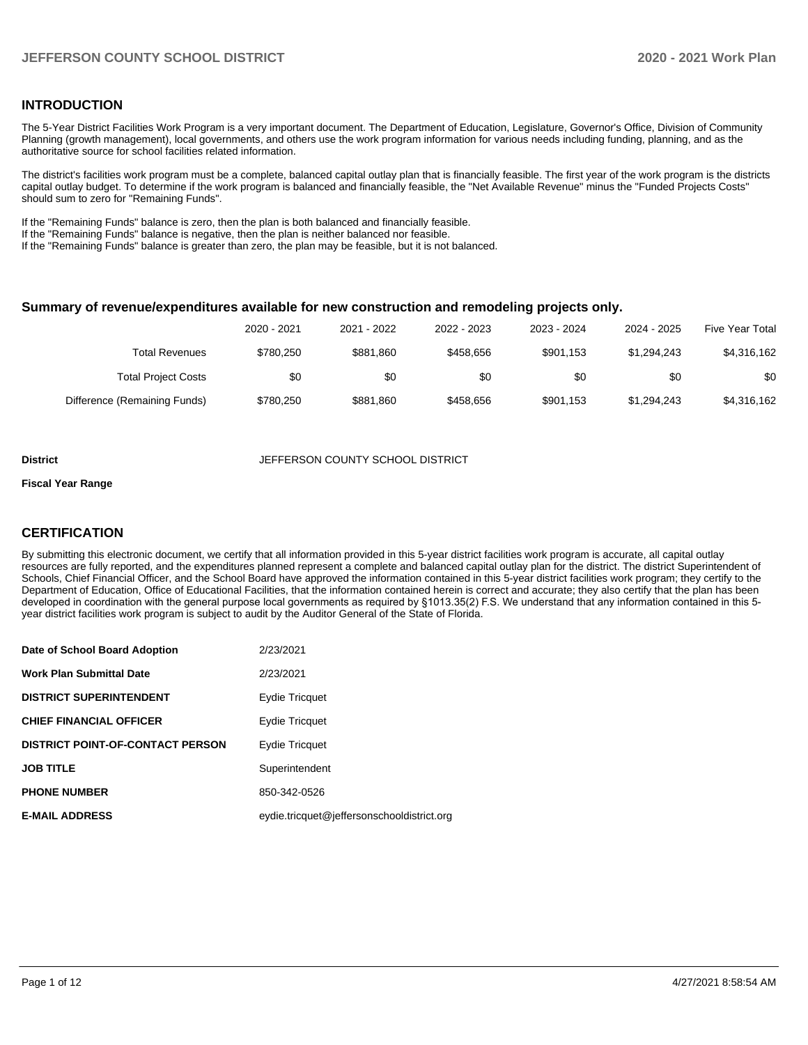## INTRODUCTION

The 5-Year District Facilities Work Program is a very important document. The Department of Education, Legislature, Governor's Office, Division of Community Planning (growth management), local governments, and others use the work program information for various needs including funding, planning, and as the authoritative source for school facilities related information.

The district's facilities work program must be a complete, balanced capital outlay plan that is financially feasible. The first year of the work program is the districts capital outlay budget. To determine if the work program is balanced and financially feasible, the "Net Available Revenue" minus the "Funded Projects Costs" should sum to zero for "Remaining Funds".

If the "Remaining Funds" balance is zero, then the plan is both balanced and financially feasible.
If the "Remaining Funds" balance is negative, then the plan is neither balanced nor feasible.
If the "Remaining Funds" balance is greater than zero, the plan may be feasible, but it is not balanced.

### Summary of revenue/expenditures available for new construction and remodeling projects only.

| | 2020 - 2021 | 2021 - 2022 | 2022 - 2023 | 2023 - 2024 | 2024 - 2025 | Five Year Total |
|---|---|---|---|---|---|---|
| Total Revenues | $780,250 | $881,860 | $458,656 | $901,153 | $1,294,243 | $4,316,162 |
| Total Project Costs | $0 | $0 | $0 | $0 | $0 | $0 |
| Difference (Remaining Funds) | $780,250 | $881,860 | $458,656 | $901,153 | $1,294,243 | $4,316,162 |

**District** JEFFERSON COUNTY SCHOOL DISTRICT

**Fiscal Year Range**

## CERTIFICATION

By submitting this electronic document, we certify that all information provided in this 5-year district facilities work program is accurate, all capital outlay resources are fully reported, and the expenditures planned represent a complete and balanced capital outlay plan for the district. The district Superintendent of Schools, Chief Financial Officer, and the School Board have approved the information contained in this 5-year district facilities work program; they certify to the Department of Education, Office of Educational Facilities, that the information contained herein is correct and accurate; they also certify that the plan has been developed in coordination with the general purpose local governments as required by §1013.35(2) F.S. We understand that any information contained in this 5-year district facilities work program is subject to audit by the Auditor General of the State of Florida.

| | |
|---|---|
| **Date of School Board Adoption** | 2/23/2021 |
| **Work Plan Submittal Date** | 2/23/2021 |
| **DISTRICT SUPERINTENDENT** | Eydie Tricquet |
| **CHIEF FINANCIAL OFFICER** | Eydie Tricquet |
| **DISTRICT POINT-OF-CONTACT PERSON** | Eydie Tricquet |
| **JOB TITLE** | Superintendent |
| **PHONE NUMBER** | 850-342-0526 |
| **E-MAIL ADDRESS** | eydie.tricquet@jeffersonschooldistrict.org |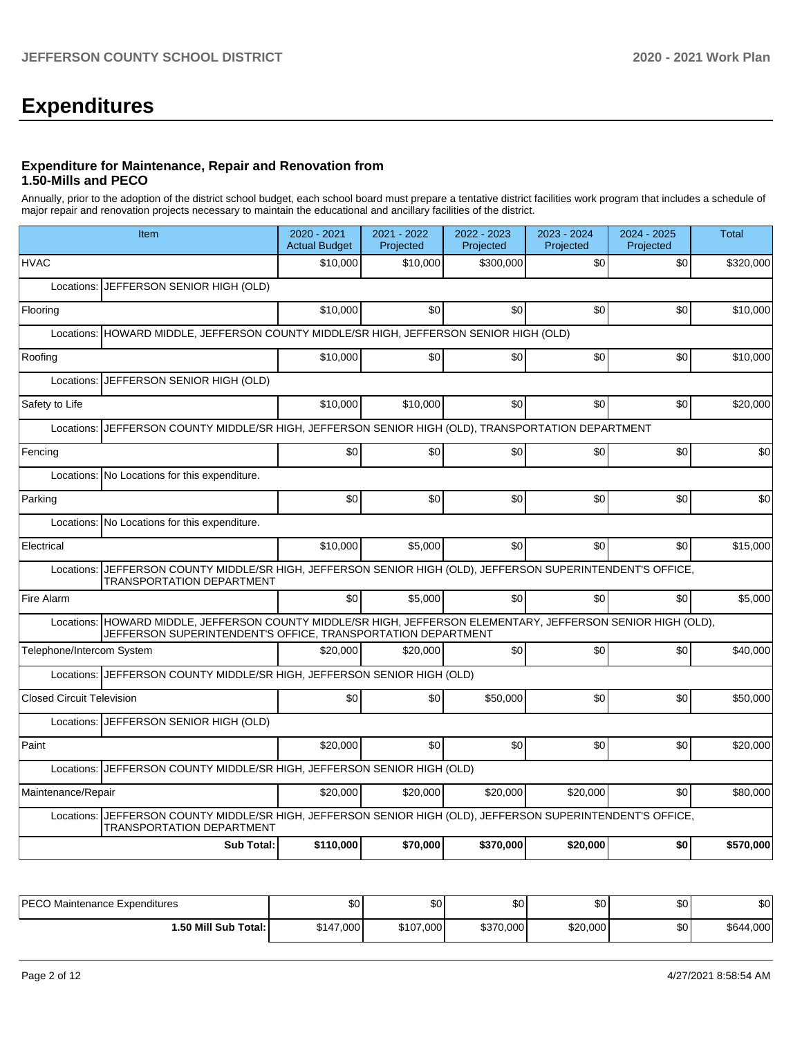# Expenditures

### Expenditure for Maintenance, Repair and Renovation from 1.50-Mills and PECO

Annually, prior to the adoption of the district school budget, each school board must prepare a tentative district facilities work program that includes a schedule of major repair and renovation projects necessary to maintain the educational and ancillary facilities of the district.

| Item | | 2020 - 2021 Actual Budget | 2021 - 2022 Projected | 2022 - 2023 Projected | 2023 - 2024 Projected | 2024 - 2025 Projected | Total |
|---|---|---|---|---|---|---|---|
| HVAC | | $10,000 | $10,000 | $300,000 | $0 | $0 | $320,000 |
| Locations: | JEFFERSON SENIOR HIGH (OLD) | | | | | | |
| Flooring | | $10,000 | $0 | $0 | $0 | $0 | $10,000 |
| Locations: | HOWARD MIDDLE, JEFFERSON COUNTY MIDDLE/SR HIGH, JEFFERSON SENIOR HIGH (OLD) | | | | | | |
| Roofing | | $10,000 | $0 | $0 | $0 | $0 | $10,000 |
| Locations: | JEFFERSON SENIOR HIGH (OLD) | | | | | | |
| Safety to Life | | $10,000 | $10,000 | $0 | $0 | $0 | $20,000 |
| Locations: | JEFFERSON COUNTY MIDDLE/SR HIGH, JEFFERSON SENIOR HIGH (OLD), TRANSPORTATION DEPARTMENT | | | | | | |
| Fencing | | $0 | $0 | $0 | $0 | $0 | $0 |
| Locations: | No Locations for this expenditure. | | | | | | |
| Parking | | $0 | $0 | $0 | $0 | $0 | $0 |
| Locations: | No Locations for this expenditure. | | | | | | |
| Electrical | | $10,000 | $5,000 | $0 | $0 | $0 | $15,000 |
| Locations: | JEFFERSON COUNTY MIDDLE/SR HIGH, JEFFERSON SENIOR HIGH (OLD), JEFFERSON SUPERINTENDENT'S OFFICE, TRANSPORTATION DEPARTMENT | | | | | | |
| Fire Alarm | | $0 | $5,000 | $0 | $0 | $0 | $5,000 |
| Locations: | HOWARD MIDDLE, JEFFERSON COUNTY MIDDLE/SR HIGH, JEFFERSON ELEMENTARY, JEFFERSON SENIOR HIGH (OLD), JEFFERSON SUPERINTENDENT'S OFFICE, TRANSPORTATION DEPARTMENT | | | | | | |
| Telephone/Intercom System | | $20,000 | $20,000 | $0 | $0 | $0 | $40,000 |
| Locations: | JEFFERSON COUNTY MIDDLE/SR HIGH, JEFFERSON SENIOR HIGH (OLD) | | | | | | |
| Closed Circuit Television | | $0 | $0 | $50,000 | $0 | $0 | $50,000 |
| Locations: | JEFFERSON SENIOR HIGH (OLD) | | | | | | |
| Paint | | $20,000 | $0 | $0 | $0 | $0 | $20,000 |
| Locations: | JEFFERSON COUNTY MIDDLE/SR HIGH, JEFFERSON SENIOR HIGH (OLD) | | | | | | |
| Maintenance/Repair | | $20,000 | $20,000 | $20,000 | $20,000 | $0 | $80,000 |
| Locations: | JEFFERSON COUNTY MIDDLE/SR HIGH, JEFFERSON SENIOR HIGH (OLD), JEFFERSON SUPERINTENDENT'S OFFICE, TRANSPORTATION DEPARTMENT | | | | | | |
| | **Sub Total:** | **$110,000** | **$70,000** | **$370,000** | **$20,000** | **$0** | **$570,000** |

| | 2020 - 2021 Actual Budget | 2021 - 2022 Projected | 2022 - 2023 Projected | 2023 - 2024 Projected | 2024 - 2025 Projected | Total |
|---|---|---|---|---|---|---|
| PECO Maintenance Expenditures | $0 | $0 | $0 | $0 | $0 | $0 |
| **1.50 Mill Sub Total:** | $147,000 | $107,000 | $370,000 | $20,000 | $0 | $644,000 |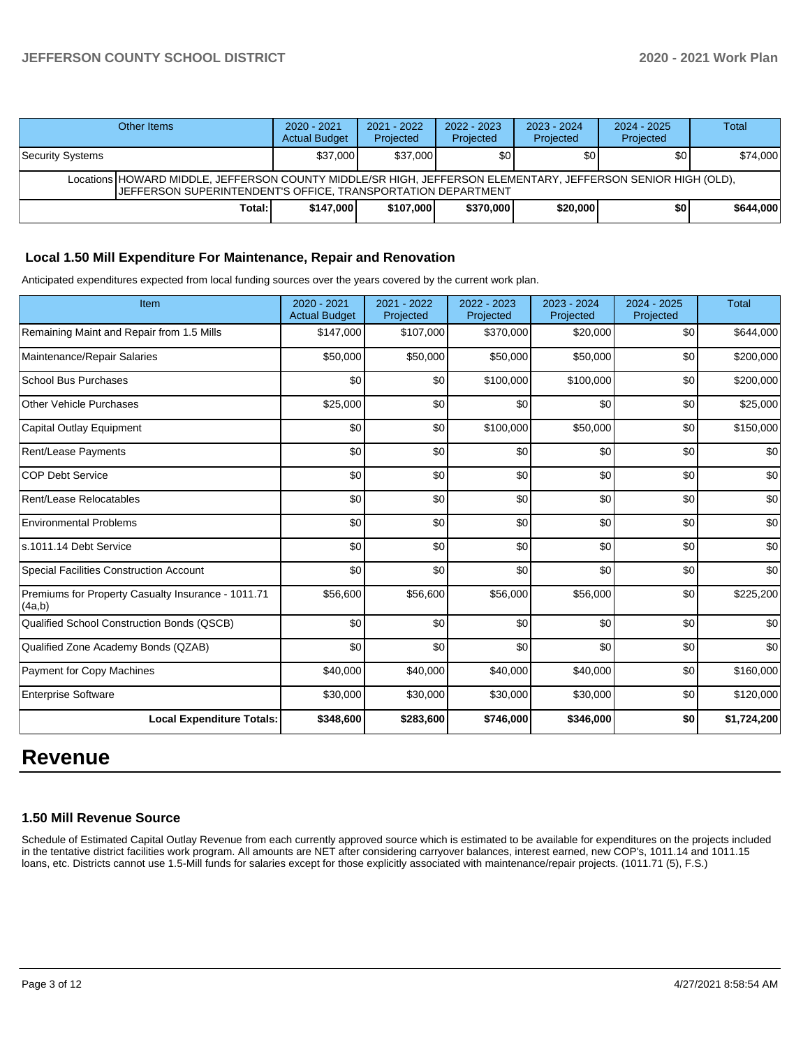| Other Items | 2020 - 2021 Actual Budget | 2021 - 2022 Projected | 2022 - 2023 Projected | 2023 - 2024 Projected | 2024 - 2025 Projected | Total |
|---|---|---|---|---|---|---|
| Security Systems | $37,000 | $37,000 | $0 | $0 | $0 | $74,000 |
| Locations HOWARD MIDDLE, JEFFERSON COUNTY MIDDLE/SR HIGH, JEFFERSON ELEMENTARY, JEFFERSON SENIOR HIGH (OLD), JEFFERSON SUPERINTENDENT'S OFFICE, TRANSPORTATION DEPARTMENT | | | | | | |
| **Total:** | **$147,000** | **$107,000** | **$370,000** | **$20,000** | **$0** | **$644,000** |

### Local 1.50 Mill Expenditure For Maintenance, Repair and Renovation

Anticipated expenditures expected from local funding sources over the years covered by the current work plan.

| Item | 2020 - 2021 Actual Budget | 2021 - 2022 Projected | 2022 - 2023 Projected | 2023 - 2024 Projected | 2024 - 2025 Projected | Total |
|---|---|---|---|---|---|---|
| Remaining Maint and Repair from 1.5 Mills | $147,000 | $107,000 | $370,000 | $20,000 | $0 | $644,000 |
| Maintenance/Repair Salaries | $50,000 | $50,000 | $50,000 | $50,000 | $0 | $200,000 |
| School Bus Purchases | $0 | $0 | $100,000 | $100,000 | $0 | $200,000 |
| Other Vehicle Purchases | $25,000 | $0 | $0 | $0 | $0 | $25,000 |
| Capital Outlay Equipment | $0 | $0 | $100,000 | $50,000 | $0 | $150,000 |
| Rent/Lease Payments | $0 | $0 | $0 | $0 | $0 | $0 |
| COP Debt Service | $0 | $0 | $0 | $0 | $0 | $0 |
| Rent/Lease Relocatables | $0 | $0 | $0 | $0 | $0 | $0 |
| Environmental Problems | $0 | $0 | $0 | $0 | $0 | $0 |
| s.1011.14 Debt Service | $0 | $0 | $0 | $0 | $0 | $0 |
| Special Facilities Construction Account | $0 | $0 | $0 | $0 | $0 | $0 |
| Premiums for Property Casualty Insurance - 1011.71 (4a,b) | $56,600 | $56,600 | $56,000 | $56,000 | $0 | $225,200 |
| Qualified School Construction Bonds (QSCB) | $0 | $0 | $0 | $0 | $0 | $0 |
| Qualified Zone Academy Bonds (QZAB) | $0 | $0 | $0 | $0 | $0 | $0 |
| Payment for Copy Machines | $40,000 | $40,000 | $40,000 | $40,000 | $0 | $160,000 |
| Enterprise Software | $30,000 | $30,000 | $30,000 | $30,000 | $0 | $120,000 |
| **Local Expenditure Totals:** | **$348,600** | **$283,600** | **$746,000** | **$346,000** | **$0** | **$1,724,200** |

# Revenue

### 1.50 Mill Revenue Source

Schedule of Estimated Capital Outlay Revenue from each currently approved source which is estimated to be available for expenditures on the projects included in the tentative district facilities work program. All amounts are NET after considering carryover balances, interest earned, new COP's, 1011.14 and 1011.15 loans, etc. Districts cannot use 1.5-Mill funds for salaries except for those explicitly associated with maintenance/repair projects. (1011.71 (5), F.S.)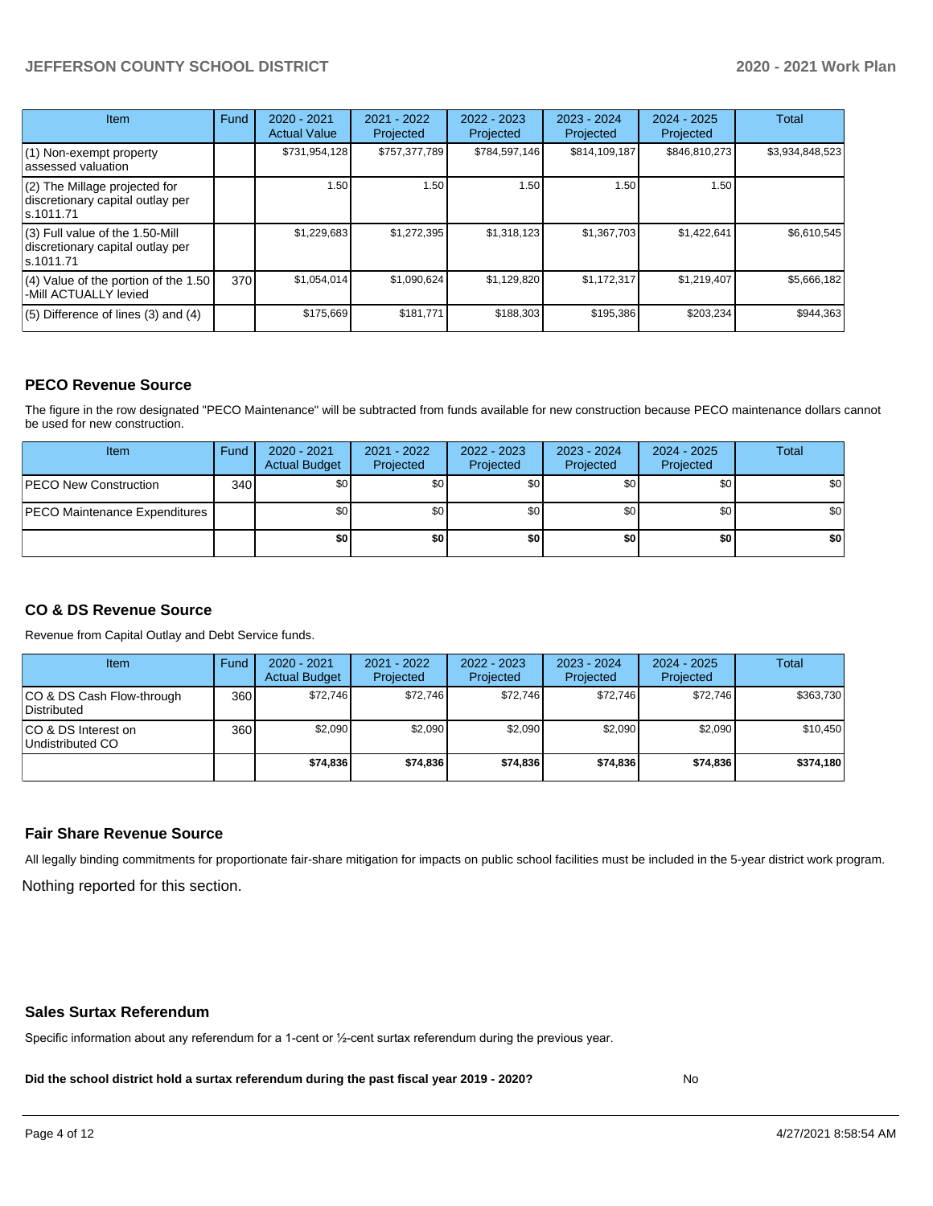| Item | Fund | 2020 - 2021 Actual Value | 2021 - 2022 Projected | 2022 - 2023 Projected | 2023 - 2024 Projected | 2024 - 2025 Projected | Total |
|---|---|---|---|---|---|---|---|
| (1) Non-exempt property assessed valuation | | $731,954,128 | $757,377,789 | $784,597,146 | $814,109,187 | $846,810,273 | $3,934,848,523 |
| (2) The Millage projected for discretionary capital outlay per s.1011.71 | | 1.50 | 1.50 | 1.50 | 1.50 | 1.50 | |
| (3) Full value of the 1.50-Mill discretionary capital outlay per s.1011.71 | | $1,229,683 | $1,272,395 | $1,318,123 | $1,367,703 | $1,422,641 | $6,610,545 |
| (4) Value of the portion of the 1.50 -Mill ACTUALLY levied | 370 | $1,054,014 | $1,090,624 | $1,129,820 | $1,172,317 | $1,219,407 | $5,666,182 |
| (5) Difference of lines (3) and (4) | | $175,669 | $181,771 | $188,303 | $195,386 | $203,234 | $944,363 |

## PECO Revenue Source

The figure in the row designated "PECO Maintenance" will be subtracted from funds available for new construction because PECO maintenance dollars cannot be used for new construction.

| Item | Fund | 2020 - 2021 Actual Budget | 2021 - 2022 Projected | 2022 - 2023 Projected | 2023 - 2024 Projected | 2024 - 2025 Projected | Total |
|---|---|---|---|---|---|---|---|
| PECO New Construction | 340 | $0 | $0 | $0 | $0 | $0 | $0 |
| PECO Maintenance Expenditures | | $0 | $0 | $0 | $0 | $0 | $0 |
| | | **$0** | **$0** | **$0** | **$0** | **$0** | **$0** |

## CO & DS Revenue Source

Revenue from Capital Outlay and Debt Service funds.

| Item | Fund | 2020 - 2021 Actual Budget | 2021 - 2022 Projected | 2022 - 2023 Projected | 2023 - 2024 Projected | 2024 - 2025 Projected | Total |
|---|---|---|---|---|---|---|---|
| CO & DS Cash Flow-through Distributed | 360 | $72,746 | $72,746 | $72,746 | $72,746 | $72,746 | $363,730 |
| CO & DS Interest on Undistributed CO | 360 | $2,090 | $2,090 | $2,090 | $2,090 | $2,090 | $10,450 |
| | | **$74,836** | **$74,836** | **$74,836** | **$74,836** | **$74,836** | **$374,180** |

## Fair Share Revenue Source

All legally binding commitments for proportionate fair-share mitigation for impacts on public school facilities must be included in the 5-year district work program.

Nothing reported for this section.

## Sales Surtax Referendum

Specific information about any referendum for a 1-cent or ½-cent surtax referendum during the previous year.

**Did the school district hold a surtax referendum during the past fiscal year 2019 - 2020?** No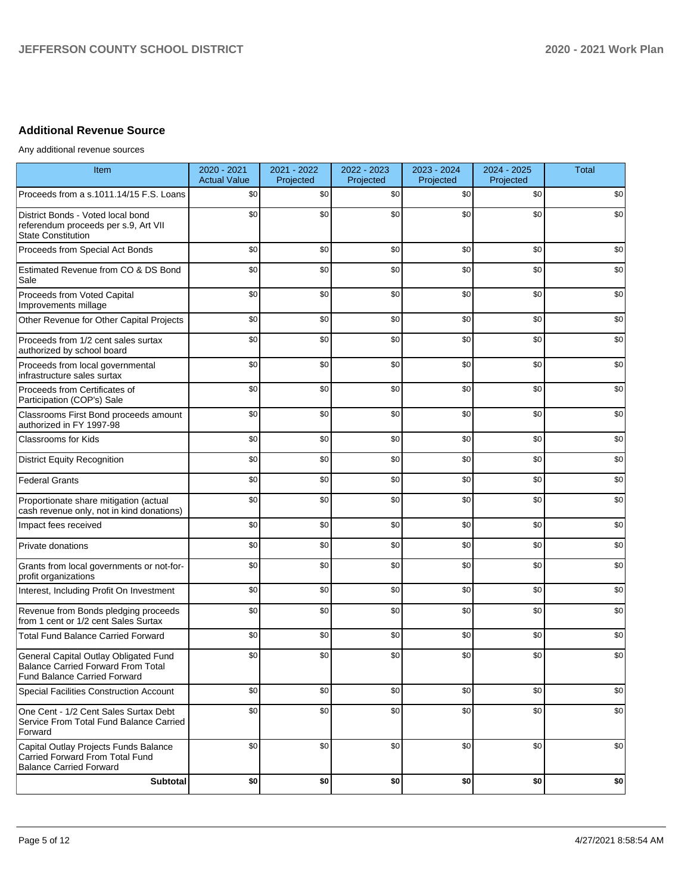## Additional Revenue Source

Any additional revenue sources

| Item | 2020 - 2021 Actual Value | 2021 - 2022 Projected | 2022 - 2023 Projected | 2023 - 2024 Projected | 2024 - 2025 Projected | Total |
|---|---|---|---|---|---|---|
| Proceeds from a s.1011.14/15 F.S. Loans | $0 | $0 | $0 | $0 | $0 | $0 |
| District Bonds - Voted local bond referendum proceeds per s.9, Art VII State Constitution | $0 | $0 | $0 | $0 | $0 | $0 |
| Proceeds from Special Act Bonds | $0 | $0 | $0 | $0 | $0 | $0 |
| Estimated Revenue from CO & DS Bond Sale | $0 | $0 | $0 | $0 | $0 | $0 |
| Proceeds from Voted Capital Improvements millage | $0 | $0 | $0 | $0 | $0 | $0 |
| Other Revenue for Other Capital Projects | $0 | $0 | $0 | $0 | $0 | $0 |
| Proceeds from 1/2 cent sales surtax authorized by school board | $0 | $0 | $0 | $0 | $0 | $0 |
| Proceeds from local governmental infrastructure sales surtax | $0 | $0 | $0 | $0 | $0 | $0 |
| Proceeds from Certificates of Participation (COP's) Sale | $0 | $0 | $0 | $0 | $0 | $0 |
| Classrooms First Bond proceeds amount authorized in FY 1997-98 | $0 | $0 | $0 | $0 | $0 | $0 |
| Classrooms for Kids | $0 | $0 | $0 | $0 | $0 | $0 |
| District Equity Recognition | $0 | $0 | $0 | $0 | $0 | $0 |
| Federal Grants | $0 | $0 | $0 | $0 | $0 | $0 |
| Proportionate share mitigation (actual cash revenue only, not in kind donations) | $0 | $0 | $0 | $0 | $0 | $0 |
| Impact fees received | $0 | $0 | $0 | $0 | $0 | $0 |
| Private donations | $0 | $0 | $0 | $0 | $0 | $0 |
| Grants from local governments or not-for-profit organizations | $0 | $0 | $0 | $0 | $0 | $0 |
| Interest, Including Profit On Investment | $0 | $0 | $0 | $0 | $0 | $0 |
| Revenue from Bonds pledging proceeds from 1 cent or 1/2 cent Sales Surtax | $0 | $0 | $0 | $0 | $0 | $0 |
| Total Fund Balance Carried Forward | $0 | $0 | $0 | $0 | $0 | $0 |
| General Capital Outlay Obligated Fund Balance Carried Forward From Total Fund Balance Carried Forward | $0 | $0 | $0 | $0 | $0 | $0 |
| Special Facilities Construction Account | $0 | $0 | $0 | $0 | $0 | $0 |
| One Cent - 1/2 Cent Sales Surtax Debt Service From Total Fund Balance Carried Forward | $0 | $0 | $0 | $0 | $0 | $0 |
| Capital Outlay Projects Funds Balance Carried Forward From Total Fund Balance Carried Forward | $0 | $0 | $0 | $0 | $0 | $0 |
| **Subtotal** | **$0** | **$0** | **$0** | **$0** | **$0** | **$0** |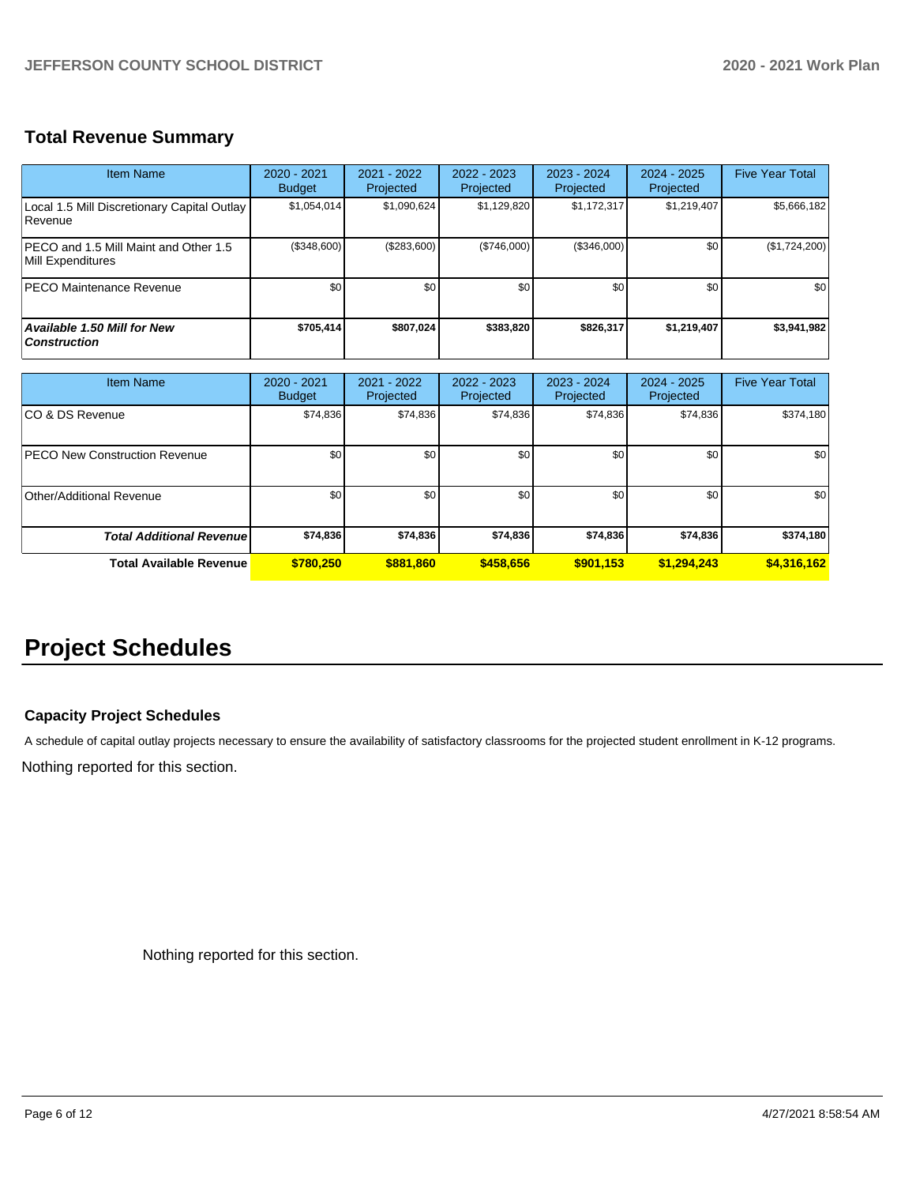## Total Revenue Summary

| Item Name | 2020 - 2021 Budget | 2021 - 2022 Projected | 2022 - 2023 Projected | 2023 - 2024 Projected | 2024 - 2025 Projected | Five Year Total |
|---|---|---|---|---|---|---|
| Local 1.5 Mill Discretionary Capital Outlay Revenue | $1,054,014 | $1,090,624 | $1,129,820 | $1,172,317 | $1,219,407 | $5,666,182 |
| PECO and 1.5 Mill Maint and Other 1.5 Mill Expenditures | ($348,600) | ($283,600) | ($746,000) | ($346,000) | $0 | ($1,724,200) |
| PECO Maintenance Revenue | $0 | $0 | $0 | $0 | $0 | $0 |
| ***Available 1.50 Mill for New Construction*** | **$705,414** | **$807,024** | **$383,820** | **$826,317** | **$1,219,407** | **$3,941,982** |

| Item Name | 2020 - 2021 Budget | 2021 - 2022 Projected | 2022 - 2023 Projected | 2023 - 2024 Projected | 2024 - 2025 Projected | Five Year Total |
|---|---|---|---|---|---|---|
| CO & DS Revenue | $74,836 | $74,836 | $74,836 | $74,836 | $74,836 | $374,180 |
| PECO New Construction Revenue | $0 | $0 | $0 | $0 | $0 | $0 |
| Other/Additional Revenue | $0 | $0 | $0 | $0 | $0 | $0 |
| ***Total Additional Revenue*** | **$74,836** | **$74,836** | **$74,836** | **$74,836** | **$74,836** | **$374,180** |
| **Total Available Revenue** | **$780,250** | **$881,860** | **$458,656** | **$901,153** | **$1,294,243** | **$4,316,162** |

# Project Schedules

### Capacity Project Schedules

A schedule of capital outlay projects necessary to ensure the availability of satisfactory classrooms for the projected student enrollment in K-12 programs.

Nothing reported for this section.

Nothing reported for this section.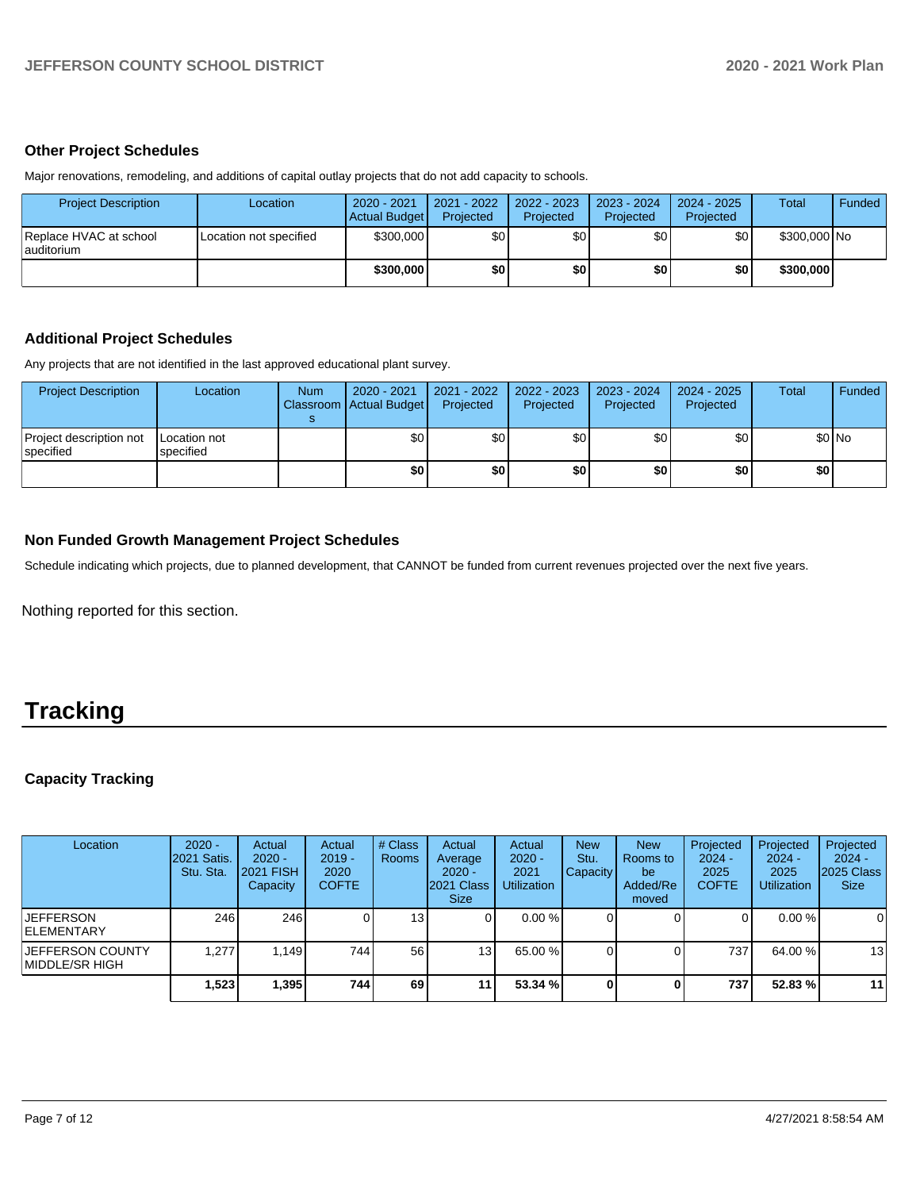### Other Project Schedules

Major renovations, remodeling, and additions of capital outlay projects that do not add capacity to schools.

| Project Description | Location | 2020 - 2021 Actual Budget | 2021 - 2022 Projected | 2022 - 2023 Projected | 2023 - 2024 Projected | 2024 - 2025 Projected | Total | Funded |
|---|---|---|---|---|---|---|---|---|
| Replace HVAC at school auditorium | Location not specified | $300,000 | $0 | $0 | $0 | $0 | $300,000 | No |
| | | **$300,000** | **$0** | **$0** | **$0** | **$0** | **$300,000** | |

### Additional Project Schedules

Any projects that are not identified in the last approved educational plant survey.

| Project Description | Location | Num Classrooms | 2020 - 2021 Actual Budget | 2021 - 2022 Projected | 2022 - 2023 Projected | 2023 - 2024 Projected | 2024 - 2025 Projected | Total | Funded |
|---|---|---|---|---|---|---|---|---|---|
| Project description not specified | Location not specified | | $0 | $0 | $0 | $0 | $0 | $0 | No |
| | | | **$0** | **$0** | **$0** | **$0** | **$0** | **$0** | |

### Non Funded Growth Management Project Schedules

Schedule indicating which projects, due to planned development, that CANNOT be funded from current revenues projected over the next five years.

Nothing reported for this section.

# Tracking

### Capacity Tracking

| Location | 2020 - 2021 Satis. Stu. Sta. | Actual 2020 - 2021 FISH Capacity | Actual 2019 - 2020 COFTE | # Class Rooms | Actual Average 2020 - 2021 Class Size | Actual 2020 - 2021 Utilization | New Stu. Capacity | New Rooms to be Added/Removed | Projected 2024 - 2025 COFTE | Projected 2024 - 2025 Utilization | Projected 2024 - 2025 Class Size |
|---|---|---|---|---|---|---|---|---|---|---|---|
| JEFFERSON ELEMENTARY | 246 | 246 | 0 | 13 | 0 | 0.00 % | 0 | 0 | 0 | 0.00 % | 0 |
| JEFFERSON COUNTY MIDDLE/SR HIGH | 1,277 | 1,149 | 744 | 56 | 13 | 65.00 % | 0 | 0 | 737 | 64.00 % | 13 |
| | **1,523** | **1,395** | **744** | **69** | **11** | **53.34 %** | **0** | **0** | **737** | **52.83 %** | **11** |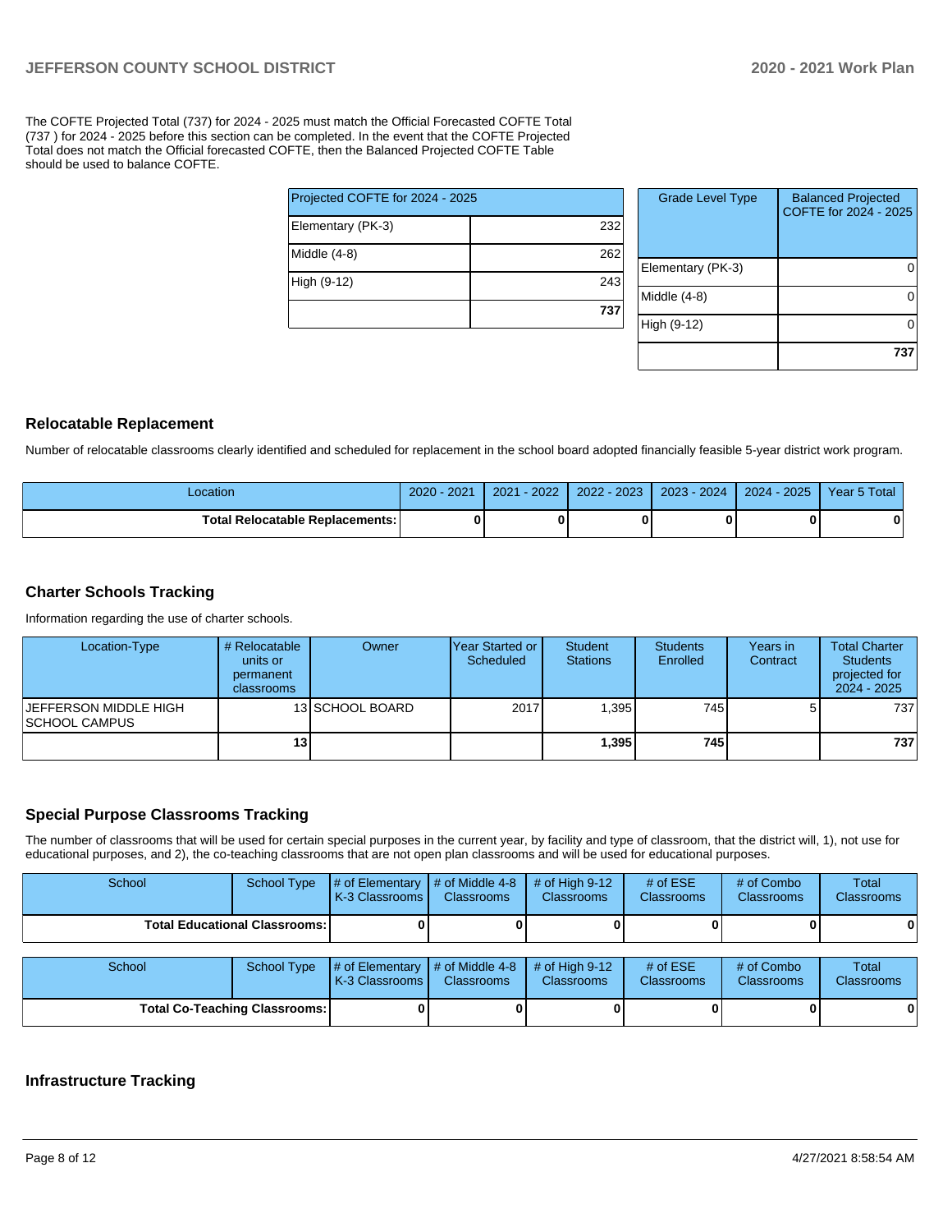The COFTE Projected Total (737) for 2024 - 2025 must match the Official Forecasted COFTE Total (737 ) for 2024 - 2025 before this section can be completed. In the event that the COFTE Projected Total does not match the Official forecasted COFTE, then the Balanced Projected COFTE Table should be used to balance COFTE.

| Projected COFTE for 2024 - 2025 | |
|---|---|
| Elementary (PK-3) | 232 |
| Middle (4-8) | 262 |
| High (9-12) | 243 |
| | **737** |

| Grade Level Type | Balanced Projected COFTE for 2024 - 2025 |
|---|---|
| Elementary (PK-3) | 0 |
| Middle (4-8) | 0 |
| High (9-12) | 0 |
| | **737** |

## Relocatable Replacement

Number of relocatable classrooms clearly identified and scheduled for replacement in the school board adopted financially feasible 5-year district work program.

| Location | 2020 - 2021 | 2021 - 2022 | 2022 - 2023 | 2023 - 2024 | 2024 - 2025 | Year 5 Total |
|---|---|---|---|---|---|---|
| **Total Relocatable Replacements:** | **0** | **0** | **0** | **0** | **0** | **0** |

## Charter Schools Tracking

Information regarding the use of charter schools.

| Location-Type | # Relocatable units or permanent classrooms | Owner | Year Started or Scheduled | Student Stations | Students Enrolled | Years in Contract | Total Charter Students projected for 2024 - 2025 |
|---|---|---|---|---|---|---|---|
| JEFFERSON MIDDLE HIGH SCHOOL CAMPUS | 13 | SCHOOL BOARD | 2017 | 1,395 | 745 | 5 | 737 |
| | **13** | | | **1,395** | **745** | | **737** |

## Special Purpose Classrooms Tracking

The number of classrooms that will be used for certain special purposes in the current year, by facility and type of classroom, that the district will, 1), not use for educational purposes, and 2), the co-teaching classrooms that are not open plan classrooms and will be used for educational purposes.

| School | School Type | # of Elementary K-3 Classrooms | # of Middle 4-8 Classrooms | # of High 9-12 Classrooms | # of ESE Classrooms | # of Combo Classrooms | Total Classrooms |
|---|---|---|---|---|---|---|---|
| **Total Educational Classrooms:** | | **0** | **0** | **0** | **0** | **0** | **0** |

| School | School Type | # of Elementary K-3 Classrooms | # of Middle 4-8 Classrooms | # of High 9-12 Classrooms | # of ESE Classrooms | # of Combo Classrooms | Total Classrooms |
|---|---|---|---|---|---|---|---|
| **Total Co-Teaching Classrooms:** | | **0** | **0** | **0** | **0** | **0** | **0** |

## Infrastructure Tracking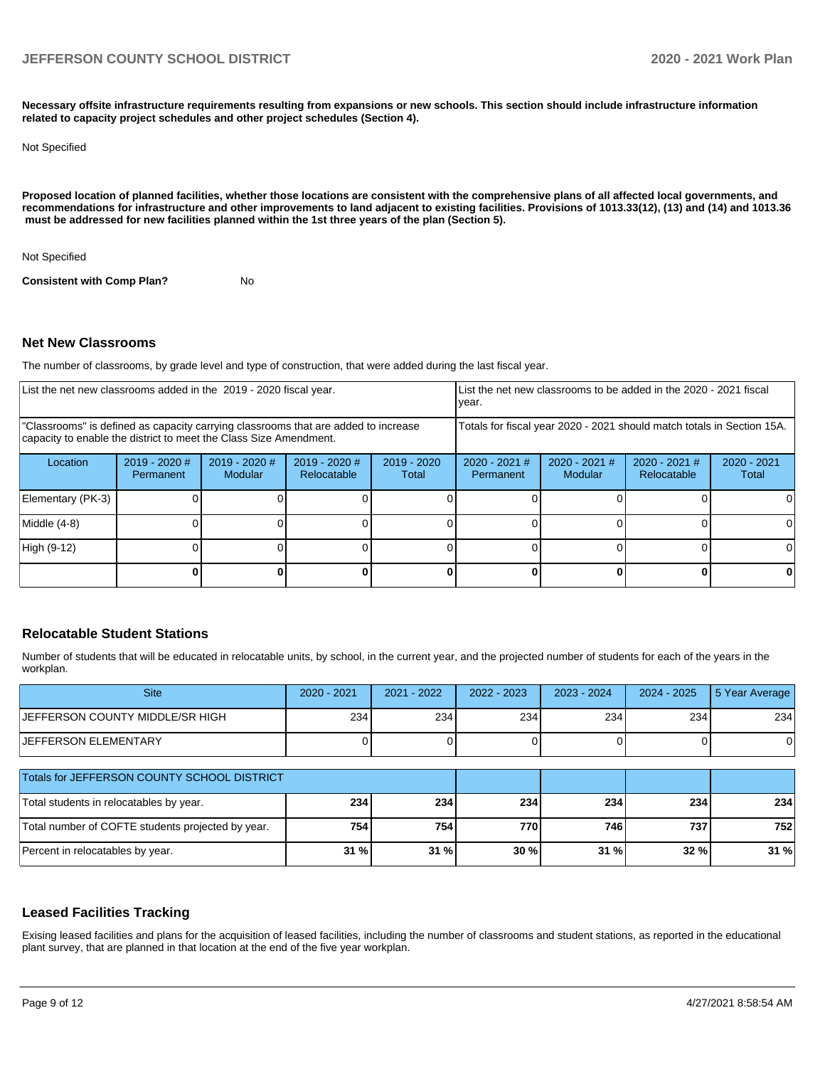**Necessary offsite infrastructure requirements resulting from expansions or new schools. This section should include infrastructure information related to capacity project schedules and other project schedules (Section 4).**

Not Specified

**Proposed location of planned facilities, whether those locations are consistent with the comprehensive plans of all affected local governments, and recommendations for infrastructure and other improvements to land adjacent to existing facilities. Provisions of 1013.33(12), (13) and (14) and 1013.36 must be addressed for new facilities planned within the 1st three years of the plan (Section 5).**

Not Specified

**Consistent with Comp Plan?** No

## Net New Classrooms

The number of classrooms, by grade level and type of construction, that were added during the last fiscal year.

| List the net new classrooms added in the 2019 - 2020 fiscal year. | | | | | List the net new classrooms to be added in the 2020 - 2021 fiscal year. | | | |
|---|---|---|---|---|---|---|---|---|
| "Classrooms" is defined as capacity carrying classrooms that are added to increase capacity to enable the district to meet the Class Size Amendment. | | | | | Totals for fiscal year 2020 - 2021 should match totals in Section 15A. | | | |
| Location | 2019 - 2020 # Permanent | 2019 - 2020 # Modular | 2019 - 2020 # Relocatable | 2019 - 2020 Total | 2020 - 2021 # Permanent | 2020 - 2021 # Modular | 2020 - 2021 # Relocatable | 2020 - 2021 Total |
| Elementary (PK-3) | 0 | 0 | 0 | 0 | 0 | 0 | 0 | 0 |
| Middle (4-8) | 0 | 0 | 0 | 0 | 0 | 0 | 0 | 0 |
| High (9-12) | 0 | 0 | 0 | 0 | 0 | 0 | 0 | 0 |
| | **0** | **0** | **0** | **0** | **0** | **0** | **0** | **0** |

## Relocatable Student Stations

Number of students that will be educated in relocatable units, by school, in the current year, and the projected number of students for each of the years in the workplan.

| Site | 2020 - 2021 | 2021 - 2022 | 2022 - 2023 | 2023 - 2024 | 2024 - 2025 | 5 Year Average |
|---|---|---|---|---|---|---|
| JEFFERSON COUNTY MIDDLE/SR HIGH | 234 | 234 | 234 | 234 | 234 | 234 |
| JEFFERSON ELEMENTARY | 0 | 0 | 0 | 0 | 0 | 0 |

| Totals for JEFFERSON COUNTY SCHOOL DISTRICT | | | | | | |
|---|---|---|---|---|---|---|
| Total students in relocatables by year. | **234** | **234** | **234** | **234** | **234** | **234** |
| Total number of COFTE students projected by year. | **754** | **754** | **770** | **746** | **737** | **752** |
| Percent in relocatables by year. | **31 %** | **31 %** | **30 %** | **31 %** | **32 %** | **31 %** |

## Leased Facilities Tracking

Exising leased facilities and plans for the acquisition of leased facilities, including the number of classrooms and student stations, as reported in the educational plant survey, that are planned in that location at the end of the five year workplan.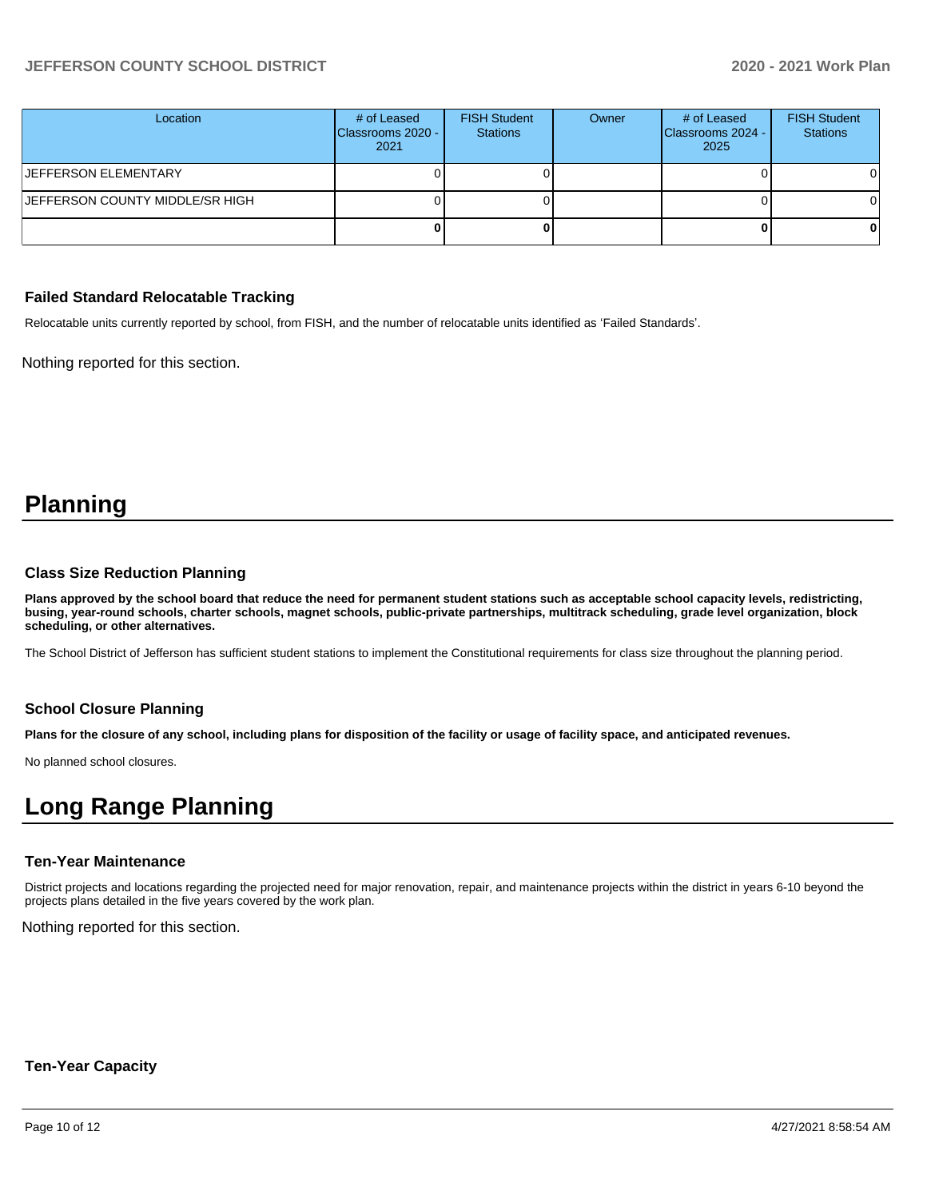| Location | # of Leased Classrooms 2020 - 2021 | FISH Student Stations | Owner | # of Leased Classrooms 2024 - 2025 | FISH Student Stations |
|---|---|---|---|---|---|
| JEFFERSON ELEMENTARY | 0 | 0 | | 0 | 0 |
| JEFFERSON COUNTY MIDDLE/SR HIGH | 0 | 0 | | 0 | 0 |
| | **0** | **0** | | **0** | **0** |

### Failed Standard Relocatable Tracking

Relocatable units currently reported by school, from FISH, and the number of relocatable units identified as 'Failed Standards'.

Nothing reported for this section.

# Planning

### Class Size Reduction Planning

**Plans approved by the school board that reduce the need for permanent student stations such as acceptable school capacity levels, redistricting, busing, year-round schools, charter schools, magnet schools, public-private partnerships, multitrack scheduling, grade level organization, block scheduling, or other alternatives.**

The School District of Jefferson has sufficient student stations to implement the Constitutional requirements for class size throughout the planning period.

### School Closure Planning

**Plans for the closure of any school, including plans for disposition of the facility or usage of facility space, and anticipated revenues.**

No planned school closures.

# Long Range Planning

### Ten-Year Maintenance

District projects and locations regarding the projected need for major renovation, repair, and maintenance projects within the district in years 6-10 beyond the projects plans detailed in the five years covered by the work plan.

Nothing reported for this section.

### Ten-Year Capacity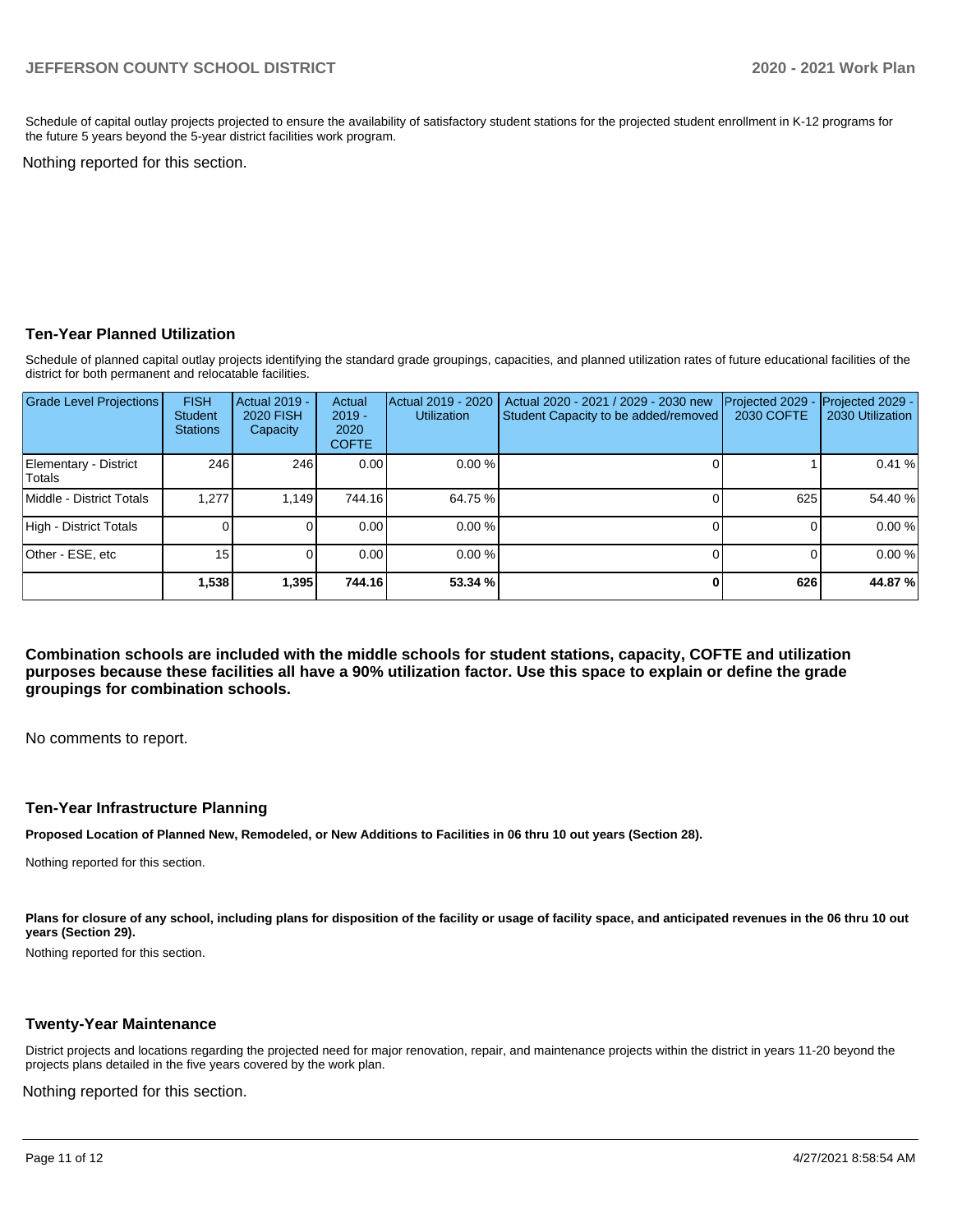Schedule of capital outlay projects projected to ensure the availability of satisfactory student stations for the projected student enrollment in K-12 programs for the future 5 years beyond the 5-year district facilities work program.

Nothing reported for this section.

### Ten-Year Planned Utilization

Schedule of planned capital outlay projects identifying the standard grade groupings, capacities, and planned utilization rates of future educational facilities of the district for both permanent and relocatable facilities.

| Grade Level Projections | FISH Student Stations | Actual 2019 - 2020 FISH Capacity | Actual 2019 - 2020 COFTE | Actual 2019 - 2020 Utilization | Actual 2020 - 2021 / 2029 - 2030 new Student Capacity to be added/removed | Projected 2029 - 2030 COFTE | Projected 2029 - 2030 Utilization |
|---|---|---|---|---|---|---|---|
| Elementary - District Totals | 246 | 246 | 0.00 | 0.00 % | 0 | 1 | 0.41 % |
| Middle - District Totals | 1,277 | 1,149 | 744.16 | 64.75 % | 0 | 625 | 54.40 % |
| High - District Totals | 0 | 0 | 0.00 | 0.00 % | 0 | 0 | 0.00 % |
| Other - ESE, etc | 15 | 0 | 0.00 | 0.00 % | 0 | 0 | 0.00 % |
| | **1,538** | **1,395** | **744.16** | **53.34 %** | **0** | **626** | **44.87 %** |

**Combination schools are included with the middle schools for student stations, capacity, COFTE and utilization purposes because these facilities all have a 90% utilization factor. Use this space to explain or define the grade groupings for combination schools.**

No comments to report.

### Ten-Year Infrastructure Planning

**Proposed Location of Planned New, Remodeled, or New Additions to Facilities in 06 thru 10 out years (Section 28).**

Nothing reported for this section.

**Plans for closure of any school, including plans for disposition of the facility or usage of facility space, and anticipated revenues in the 06 thru 10 out years (Section 29).**

Nothing reported for this section.

### Twenty-Year Maintenance

District projects and locations regarding the projected need for major renovation, repair, and maintenance projects within the district in years 11-20 beyond the projects plans detailed in the five years covered by the work plan.

Nothing reported for this section.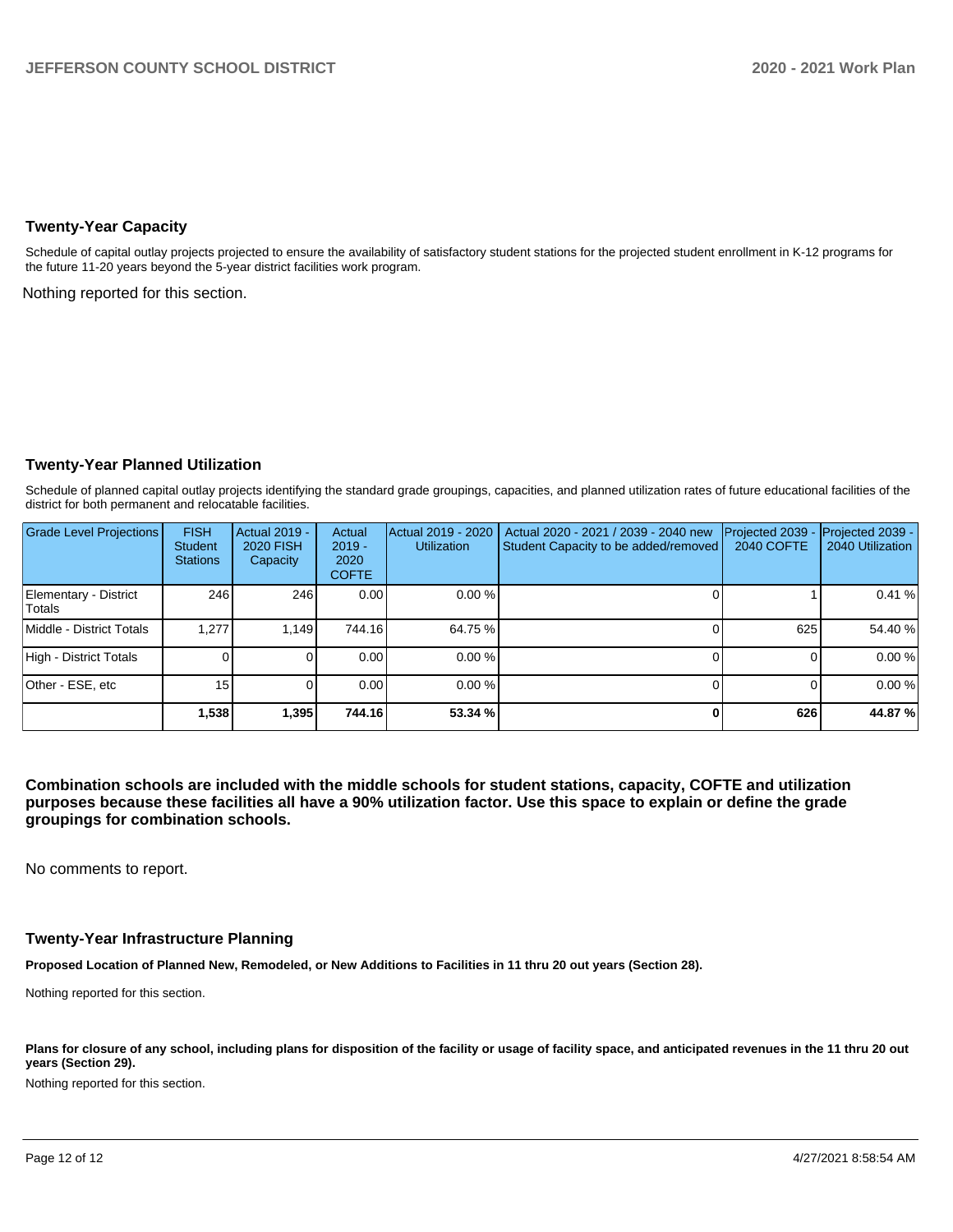### Twenty-Year Capacity

Schedule of capital outlay projects projected to ensure the availability of satisfactory student stations for the projected student enrollment in K-12 programs for the future 11-20 years beyond the 5-year district facilities work program.

Nothing reported for this section.

### Twenty-Year Planned Utilization

Schedule of planned capital outlay projects identifying the standard grade groupings, capacities, and planned utilization rates of future educational facilities of the district for both permanent and relocatable facilities.

| Grade Level Projections | FISH Student Stations | Actual 2019 - 2020 FISH Capacity | Actual 2019 - 2020 COFTE | Actual 2019 - 2020 Utilization | Actual 2020 - 2021 / 2039 - 2040 new Student Capacity to be added/removed | Projected 2039 - 2040 COFTE | Projected 2039 - 2040 Utilization |
|---|---|---|---|---|---|---|---|
| Elementary - District Totals | 246 | 246 | 0.00 | 0.00 % | 0 | 1 | 0.41 % |
| Middle - District Totals | 1,277 | 1,149 | 744.16 | 64.75 % | 0 | 625 | 54.40 % |
| High - District Totals | 0 | 0 | 0.00 | 0.00 % | 0 | 0 | 0.00 % |
| Other - ESE, etc | 15 | 0 | 0.00 | 0.00 % | 0 | 0 | 0.00 % |
| | **1,538** | **1,395** | **744.16** | **53.34 %** | **0** | **626** | **44.87 %** |

**Combination schools are included with the middle schools for student stations, capacity, COFTE and utilization purposes because these facilities all have a 90% utilization factor. Use this space to explain or define the grade groupings for combination schools.**

No comments to report.

### Twenty-Year Infrastructure Planning

**Proposed Location of Planned New, Remodeled, or New Additions to Facilities in 11 thru 20 out years (Section 28).**

Nothing reported for this section.

**Plans for closure of any school, including plans for disposition of the facility or usage of facility space, and anticipated revenues in the 11 thru 20 out years (Section 29).**

Nothing reported for this section.